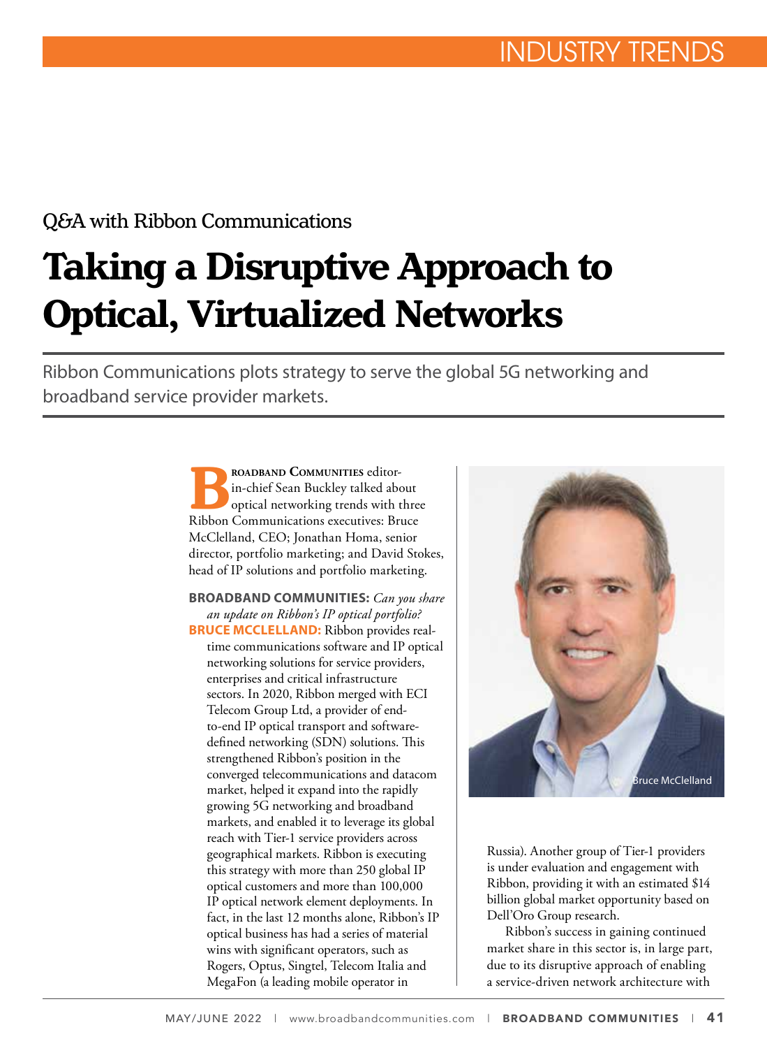INDUSTRY TRENDS

Q&A with Ribbon Communications

# Taking a Disruptive Approach to Optical, Virtualized Networks

Ribbon Communications plots strategy to serve the global 5G networking and broadband service provider markets.

**Broadband Communities** editor-in-chief Sean Buckley talked about optical networking trends with three Ribbon Communications executives: Bruce McClelland, CEO; Jonathan Homa, senior director, portfolio marketing; and David Stokes, head of IP solutions and portfolio marketing.

**BROADBAND COMMUNITIES:** *Can you share an update on Ribbon's IP optical portfolio?*

**BRUCE MCCLELLAND:** Ribbon provides real-time communications software and IP optical networking solutions for service providers, enterprises and critical infrastructure sectors. In 2020, Ribbon merged with ECI Telecom Group Ltd, a provider of end-to-end IP optical transport and software-defined networking (SDN) solutions. This strengthened Ribbon's position in the converged telecommunications and datacom market, helped it expand into the rapidly growing 5G networking and broadband markets, and enabled it to leverage its global reach with Tier-1 service providers across geographical markets. Ribbon is executing this strategy with more than 250 global IP optical customers and more than 100,000 IP optical network element deployments. In fact, in the last 12 months alone, Ribbon's IP optical business has had a series of material wins with significant operators, such as Rogers, Optus, Singtel, Telecom Italia and MegaFon (a leading mobile operator in Russia). Another group of Tier-1 providers is under evaluation and engagement with Ribbon, providing it with an estimated $14 billion global market opportunity based on Dell'Oro Group research.

Bruce McClelland

Ribbon's success in gaining continued market share in this sector is, in large part, due to its disruptive approach of enabling a service-driven network architecture with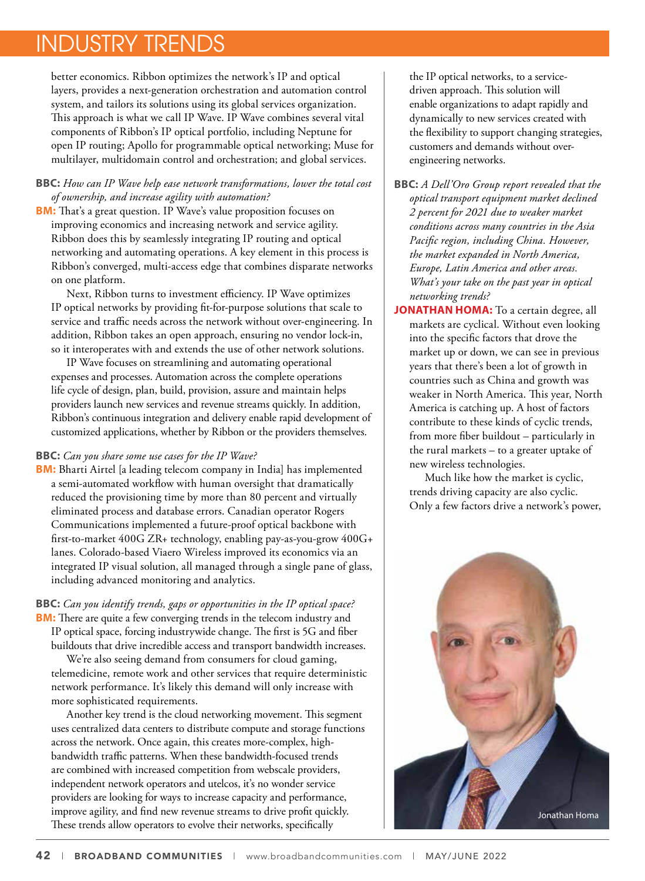better economics. Ribbon optimizes the network's IP and optical layers, provides a next-generation orchestration and automation control system, and tailors its solutions using its global services organization. This approach is what we call IP Wave. IP Wave combines several vital components of Ribbon's IP optical portfolio, including Neptune for open IP routing; Apollo for programmable optical networking; Muse for multilayer, multidomain control and orchestration; and global services.

**BBC:** *How can IP Wave help ease network transformations, lower the total cost of ownership, and increase agility with automation?*

**BM:** That's a great question. IP Wave's value proposition focuses on improving economics and increasing network and service agility. Ribbon does this by seamlessly integrating IP routing and optical networking and automating operations. A key element in this process is Ribbon's converged, multi-access edge that combines disparate networks on one platform.

Next, Ribbon turns to investment efficiency. IP Wave optimizes IP optical networks by providing fit-for-purpose solutions that scale to service and traffic needs across the network without over-engineering. In addition, Ribbon takes an open approach, ensuring no vendor lock-in, so it interoperates with and extends the use of other network solutions.

IP Wave focuses on streamlining and automating operational expenses and processes. Automation across the complete operations life cycle of design, plan, build, provision, assure and maintain helps providers launch new services and revenue streams quickly. In addition, Ribbon's continuous integration and delivery enable rapid development of customized applications, whether by Ribbon or the providers themselves.

**BBC:** *Can you share some use cases for the IP Wave?*

**BM:** Bharti Airtel [a leading telecom company in India] has implemented a semi-automated workflow with human oversight that dramatically reduced the provisioning time by more than 80 percent and virtually eliminated process and database errors. Canadian operator Rogers Communications implemented a future-proof optical backbone with first-to-market 400G ZR+ technology, enabling pay-as-you-grow 400G+ lanes. Colorado-based Viaero Wireless improved its economics via an integrated IP visual solution, all managed through a single pane of glass, including advanced monitoring and analytics.

**BBC:** *Can you identify trends, gaps or opportunities in the IP optical space?*

**BM:** There are quite a few converging trends in the telecom industry and IP optical space, forcing industrywide change. The first is 5G and fiber buildouts that drive incredible access and transport bandwidth increases.

We're also seeing demand from consumers for cloud gaming, telemedicine, remote work and other services that require deterministic network performance. It's likely this demand will only increase with more sophisticated requirements.

Another key trend is the cloud networking movement. This segment uses centralized data centers to distribute compute and storage functions across the network. Once again, this creates more-complex, high-bandwidth traffic patterns. When these bandwidth-focused trends are combined with increased competition from webscale providers, independent network operators and utelcos, it's no wonder service providers are looking for ways to increase capacity and performance, improve agility, and find new revenue streams to drive profit quickly. These trends allow operators to evolve their networks, specifically the IP optical networks, to a service-driven approach. This solution will enable organizations to adapt rapidly and dynamically to new services created with the flexibility to support changing strategies, customers and demands without over-engineering networks.

**BBC:** *A Dell'Oro Group report revealed that the optical transport equipment market declined 2 percent for 2021 due to weaker market conditions across many countries in the Asia Pacific region, including China. However, the market expanded in North America, Europe, Latin America and other areas. What's your take on the past year in optical networking trends?*

**JONATHAN HOMA:** To a certain degree, all markets are cyclical. Without even looking into the specific factors that drove the market up or down, we can see in previous years that there's been a lot of growth in countries such as China and growth was weaker in North America. This year, North America is catching up. A host of factors contribute to these kinds of cyclic trends, from more fiber buildout – particularly in the rural markets – to a greater uptake of new wireless technologies.

Much like how the market is cyclic, trends driving capacity are also cyclic. Only a few factors drive a network's power,

Jonathan Homa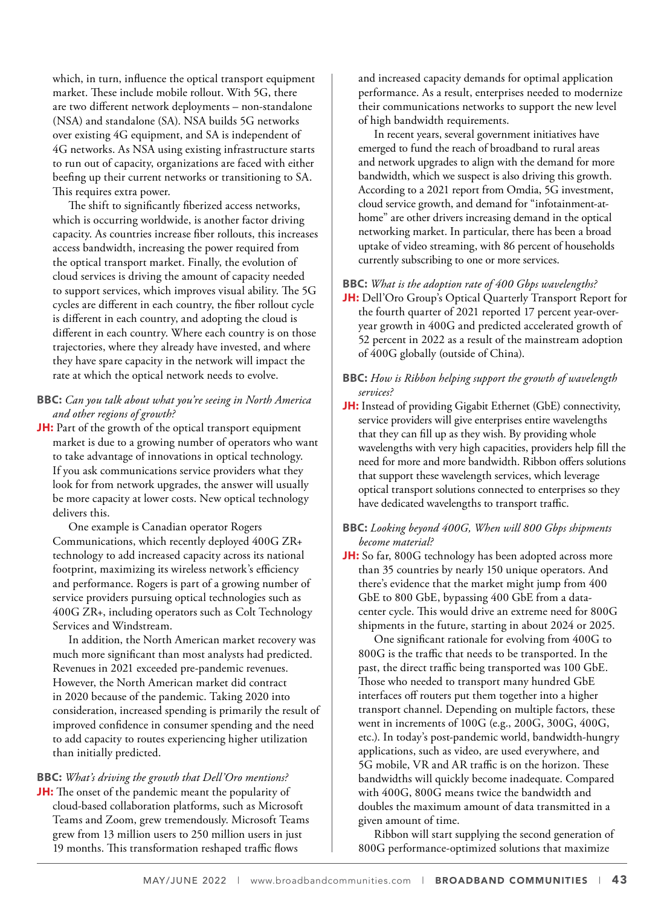which, in turn, influence the optical transport equipment market. These include mobile rollout. With 5G, there are two different network deployments – non-standalone (NSA) and standalone (SA). NSA builds 5G networks over existing 4G equipment, and SA is independent of 4G networks. As NSA using existing infrastructure starts to run out of capacity, organizations are faced with either beefing up their current networks or transitioning to SA. This requires extra power.

The shift to significantly fiberized access networks, which is occurring worldwide, is another factor driving capacity. As countries increase fiber rollouts, this increases access bandwidth, increasing the power required from the optical transport market. Finally, the evolution of cloud services is driving the amount of capacity needed to support services, which improves visual ability. The 5G cycles are different in each country, the fiber rollout cycle is different in each country, and adopting the cloud is different in each country. Where each country is on those trajectories, where they already have invested, and where they have spare capacity in the network will impact the rate at which the optical network needs to evolve.

**BBC:** *Can you talk about what you're seeing in North America and other regions of growth?*

**JH:** Part of the growth of the optical transport equipment market is due to a growing number of operators who want to take advantage of innovations in optical technology. If you ask communications service providers what they look for from network upgrades, the answer will usually be more capacity at lower costs. New optical technology delivers this.

One example is Canadian operator Rogers Communications, which recently deployed 400G ZR+ technology to add increased capacity across its national footprint, maximizing its wireless network's efficiency and performance. Rogers is part of a growing number of service providers pursuing optical technologies such as 400G ZR+, including operators such as Colt Technology Services and Windstream.

In addition, the North American market recovery was much more significant than most analysts had predicted. Revenues in 2021 exceeded pre-pandemic revenues. However, the North American market did contract in 2020 because of the pandemic. Taking 2020 into consideration, increased spending is primarily the result of improved confidence in consumer spending and the need to add capacity to routes experiencing higher utilization than initially predicted.

**BBC:** *What's driving the growth that Dell'Oro mentions?*

**JH:** The onset of the pandemic meant the popularity of cloud-based collaboration platforms, such as Microsoft Teams and Zoom, grew tremendously. Microsoft Teams grew from 13 million users to 250 million users in just 19 months. This transformation reshaped traffic flows and increased capacity demands for optimal application performance. As a result, enterprises needed to modernize their communications networks to support the new level of high bandwidth requirements.

In recent years, several government initiatives have emerged to fund the reach of broadband to rural areas and network upgrades to align with the demand for more bandwidth, which we suspect is also driving this growth. According to a 2021 report from Omdia, 5G investment, cloud service growth, and demand for "infotainment-at-home" are other drivers increasing demand in the optical networking market. In particular, there has been a broad uptake of video streaming, with 86 percent of households currently subscribing to one or more services.

**BBC:** *What is the adoption rate of 400 Gbps wavelengths?*

**JH:** Dell'Oro Group's Optical Quarterly Transport Report for the fourth quarter of 2021 reported 17 percent year-over-year growth in 400G and predicted accelerated growth of 52 percent in 2022 as a result of the mainstream adoption of 400G globally (outside of China).

**BBC:** *How is Ribbon helping support the growth of wavelength services?*

**JH:** Instead of providing Gigabit Ethernet (GbE) connectivity, service providers will give enterprises entire wavelengths that they can fill up as they wish. By providing whole wavelengths with very high capacities, providers help fill the need for more and more bandwidth. Ribbon offers solutions that support these wavelength services, which leverage optical transport solutions connected to enterprises so they have dedicated wavelengths to transport traffic.

**BBC:** *Looking beyond 400G, When will 800 Gbps shipments become material?*

**JH:** So far, 800G technology has been adopted across more than 35 countries by nearly 150 unique operators. And there's evidence that the market might jump from 400 GbE to 800 GbE, bypassing 400 GbE from a data-center cycle. This would drive an extreme need for 800G shipments in the future, starting in about 2024 or 2025.

One significant rationale for evolving from 400G to 800G is the traffic that needs to be transported. In the past, the direct traffic being transported was 100 GbE. Those who needed to transport many hundred GbE interfaces off routers put them together into a higher transport channel. Depending on multiple factors, these went in increments of 100G (e.g., 200G, 300G, 400G, etc.). In today's post-pandemic world, bandwidth-hungry applications, such as video, are used everywhere, and 5G mobile, VR and AR traffic is on the horizon. These bandwidths will quickly become inadequate. Compared with 400G, 800G means twice the bandwidth and doubles the maximum amount of data transmitted in a given amount of time.

Ribbon will start supplying the second generation of 800G performance-optimized solutions that maximize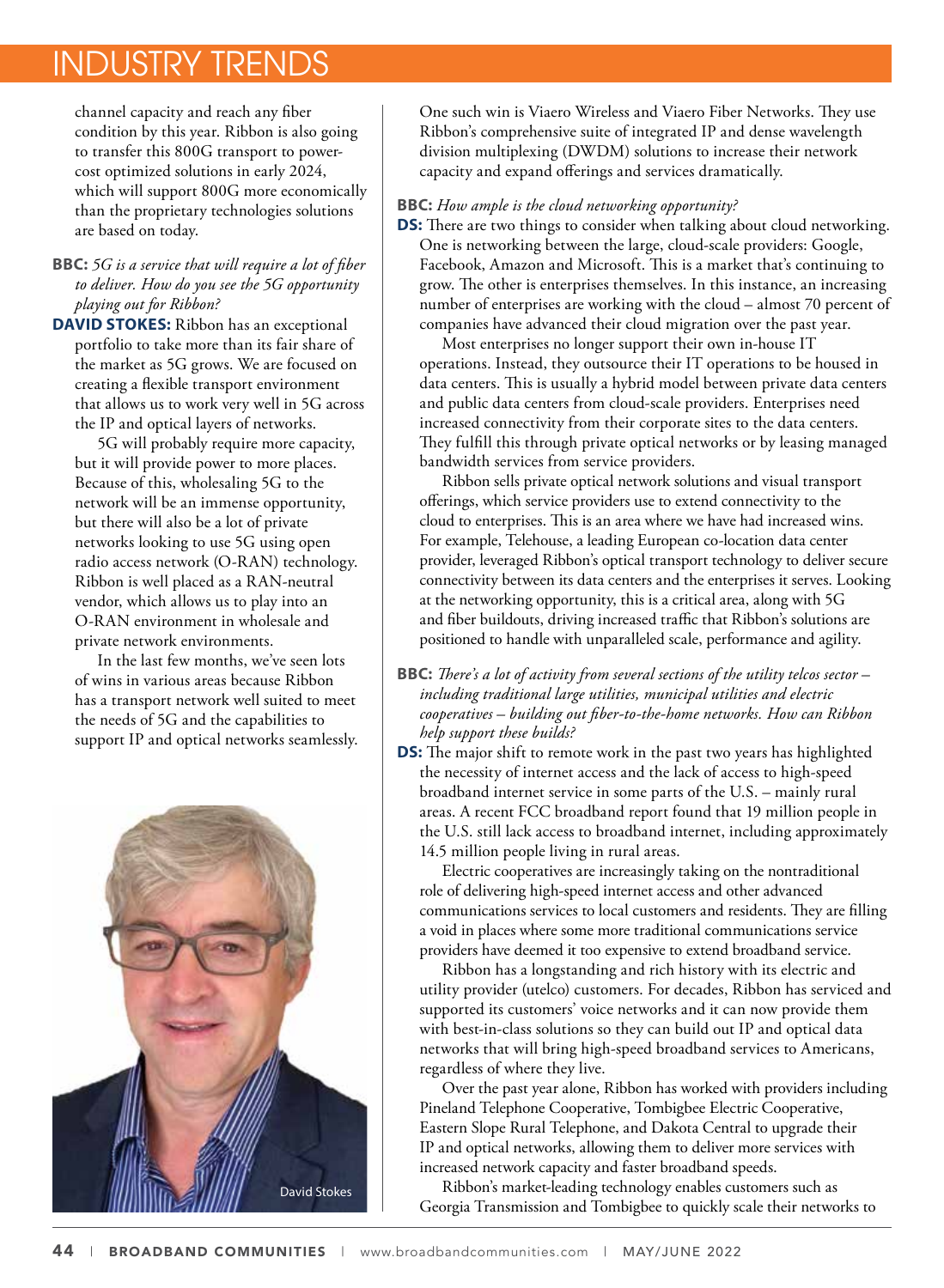channel capacity and reach any fiber condition by this year. Ribbon is also going to transfer this 800G transport to power-cost optimized solutions in early 2024, which will support 800G more economically than the proprietary technologies solutions are based on today.

**BBC:** *5G is a service that will require a lot of fiber to deliver. How do you see the 5G opportunity playing out for Ribbon?*

**DAVID STOKES:** Ribbon has an exceptional portfolio to take more than its fair share of the market as 5G grows. We are focused on creating a flexible transport environment that allows us to work very well in 5G across the IP and optical layers of networks.

5G will probably require more capacity, but it will provide power to more places. Because of this, wholesaling 5G to the network will be an immense opportunity, but there will also be a lot of private networks looking to use 5G using open radio access network (O-RAN) technology. Ribbon is well placed as a RAN-neutral vendor, which allows us to play into an O-RAN environment in wholesale and private network environments.

In the last few months, we've seen lots of wins in various areas because Ribbon has a transport network well suited to meet the needs of 5G and the capabilities to support IP and optical networks seamlessly.

David Stokes

One such win is Viaero Wireless and Viaero Fiber Networks. They use Ribbon's comprehensive suite of integrated IP and dense wavelength division multiplexing (DWDM) solutions to increase their network capacity and expand offerings and services dramatically.

**BBC:** *How ample is the cloud networking opportunity?*

**DS:** There are two things to consider when talking about cloud networking. One is networking between the large, cloud-scale providers: Google, Facebook, Amazon and Microsoft. This is a market that's continuing to grow. The other is enterprises themselves. In this instance, an increasing number of enterprises are working with the cloud – almost 70 percent of companies have advanced their cloud migration over the past year.

Most enterprises no longer support their own in-house IT operations. Instead, they outsource their IT operations to be housed in data centers. This is usually a hybrid model between private data centers and public data centers from cloud-scale providers. Enterprises need increased connectivity from their corporate sites to the data centers. They fulfill this through private optical networks or by leasing managed bandwidth services from service providers.

Ribbon sells private optical network solutions and visual transport offerings, which service providers use to extend connectivity to the cloud to enterprises. This is an area where we have had increased wins. For example, Telehouse, a leading European co-location data center provider, leveraged Ribbon's optical transport technology to deliver secure connectivity between its data centers and the enterprises it serves. Looking at the networking opportunity, this is a critical area, along with 5G and fiber buildouts, driving increased traffic that Ribbon's solutions are positioned to handle with unparalleled scale, performance and agility.

**BBC:** *There's a lot of activity from several sections of the utility telcos sector – including traditional large utilities, municipal utilities and electric cooperatives – building out fiber-to-the-home networks. How can Ribbon help support these builds?*

**DS:** The major shift to remote work in the past two years has highlighted the necessity of internet access and the lack of access to high-speed broadband internet service in some parts of the U.S. – mainly rural areas. A recent FCC broadband report found that 19 million people in the U.S. still lack access to broadband internet, including approximately 14.5 million people living in rural areas.

Electric cooperatives are increasingly taking on the nontraditional role of delivering high-speed internet access and other advanced communications services to local customers and residents. They are filling a void in places where some more traditional communications service providers have deemed it too expensive to extend broadband service.

Ribbon has a longstanding and rich history with its electric and utility provider (utelco) customers. For decades, Ribbon has serviced and supported its customers' voice networks and it can now provide them with best-in-class solutions so they can build out IP and optical data networks that will bring high-speed broadband services to Americans, regardless of where they live.

Over the past year alone, Ribbon has worked with providers including Pineland Telephone Cooperative, Tombigbee Electric Cooperative, Eastern Slope Rural Telephone, and Dakota Central to upgrade their IP and optical networks, allowing them to deliver more services with increased network capacity and faster broadband speeds.

Ribbon's market-leading technology enables customers such as Georgia Transmission and Tombigbee to quickly scale their networks to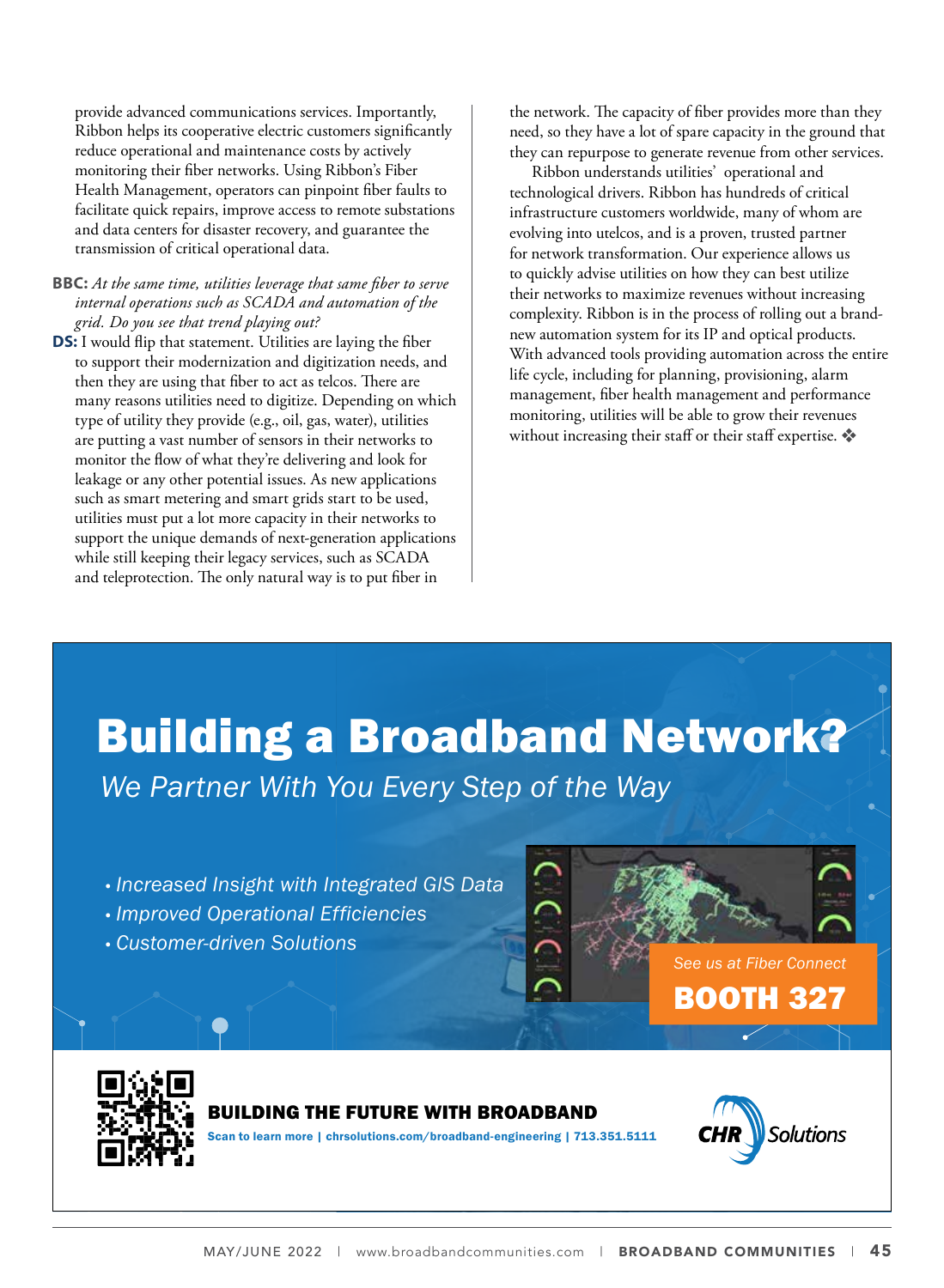provide advanced communications services. Importantly, Ribbon helps its cooperative electric customers significantly reduce operational and maintenance costs by actively monitoring their fiber networks. Using Ribbon's Fiber Health Management, operators can pinpoint fiber faults to facilitate quick repairs, improve access to remote substations and data centers for disaster recovery, and guarantee the transmission of critical operational data.

**BBC:** *At the same time, utilities leverage that same fiber to serve internal operations such as SCADA and automation of the grid. Do you see that trend playing out?*

**DS:** I would flip that statement. Utilities are laying the fiber to support their modernization and digitization needs, and then they are using that fiber to act as telcos. There are many reasons utilities need to digitize. Depending on which type of utility they provide (e.g., oil, gas, water), utilities are putting a vast number of sensors in their networks to monitor the flow of what they're delivering and look for leakage or any other potential issues. As new applications such as smart metering and smart grids start to be used, utilities must put a lot more capacity in their networks to support the unique demands of next-generation applications while still keeping their legacy services, such as SCADA and teleprotection. The only natural way is to put fiber in the network. The capacity of fiber provides more than they need, so they have a lot of spare capacity in the ground that they can repurpose to generate revenue from other services.

Ribbon understands utilities' operational and technological drivers. Ribbon has hundreds of critical infrastructure customers worldwide, many of whom are evolving into utelcos, and is a proven, trusted partner for network transformation. Our experience allows us to quickly advise utilities on how they can best utilize their networks to maximize revenues without increasing complexity. Ribbon is in the process of rolling out a brand-new automation system for its IP and optical products. With advanced tools providing automation across the entire life cycle, including for planning, provisioning, alarm management, fiber health management and performance monitoring, utilities will be able to grow their revenues without increasing their staff or their staff expertise. ❖

# Building a Broadband Network?

*We Partner With You Every Step of the Way*

- *Increased Insight with Integrated GIS Data*
- *Improved Operational Efficiencies*
- *Customer-driven Solutions*

*See us at Fiber Connect*

**BOOTH 327**

**BUILDING THE FUTURE WITH BROADBAND**

Scan to learn more | chrsolutions.com/broadband-engineering | 713.351.5111

CHR Solutions